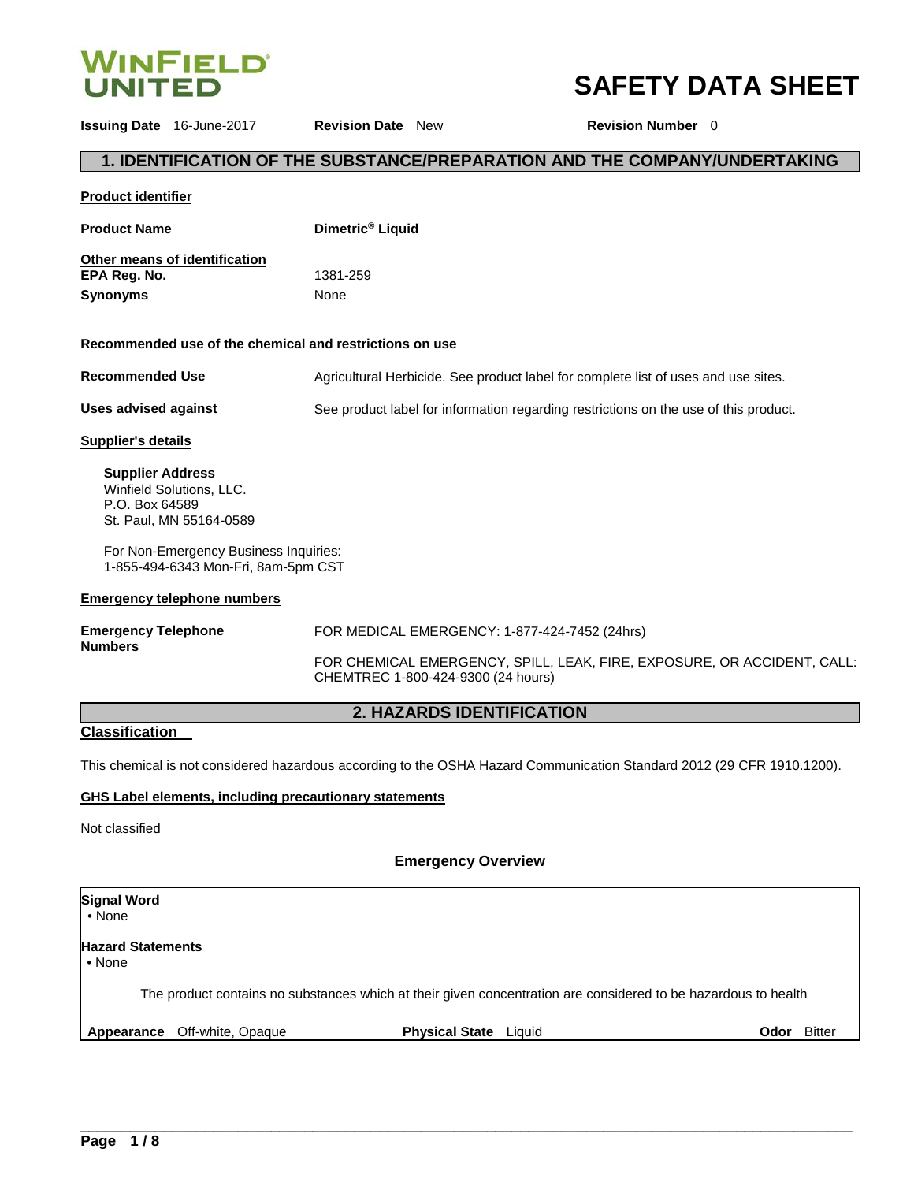WINFIELD UNITED

# SAFETY DATA SHEET

**Issuing Date** 16-June-2017 **Revision Date** New **Revision Number** 0

## 1. IDENTIFICATION OF THE SUBSTANCE/PREPARATION AND THE COMPANY/UNDERTAKING

**Product identifier**

**Product Name** **Dimetric® Liquid**

**Other means of identification**

**EPA Reg. No.** 1381-259

**Synonyms** None

**Recommended use of the chemical and restrictions on use**

**Recommended Use** Agricultural Herbicide. See product label for complete list of uses and use sites.

**Uses advised against** See product label for information regarding restrictions on the use of this product.

**Supplier's details**

**Supplier Address**
Winfield Solutions, LLC.
P.O. Box 64589
St. Paul, MN 55164-0589

For Non-Emergency Business Inquiries:
1-855-494-6343 Mon-Fri, 8am-5pm CST

**Emergency telephone numbers**

**Emergency Telephone Numbers** FOR MEDICAL EMERGENCY: 1-877-424-7452 (24hrs)

FOR CHEMICAL EMERGENCY, SPILL, LEAK, FIRE, EXPOSURE, OR ACCIDENT, CALL: CHEMTREC 1-800-424-9300 (24 hours)

## 2. HAZARDS IDENTIFICATION

**Classification**

This chemical is not considered hazardous according to the OSHA Hazard Communication Standard 2012 (29 CFR 1910.1200).

**GHS Label elements, including precautionary statements**

Not classified

**Emergency Overview**

**Signal Word**
- None

**Hazard Statements**
- None

The product contains no substances which at their given concentration are considered to be hazardous to health

**Appearance** Off-white, Opaque **Physical State** Liquid **Odor** Bitter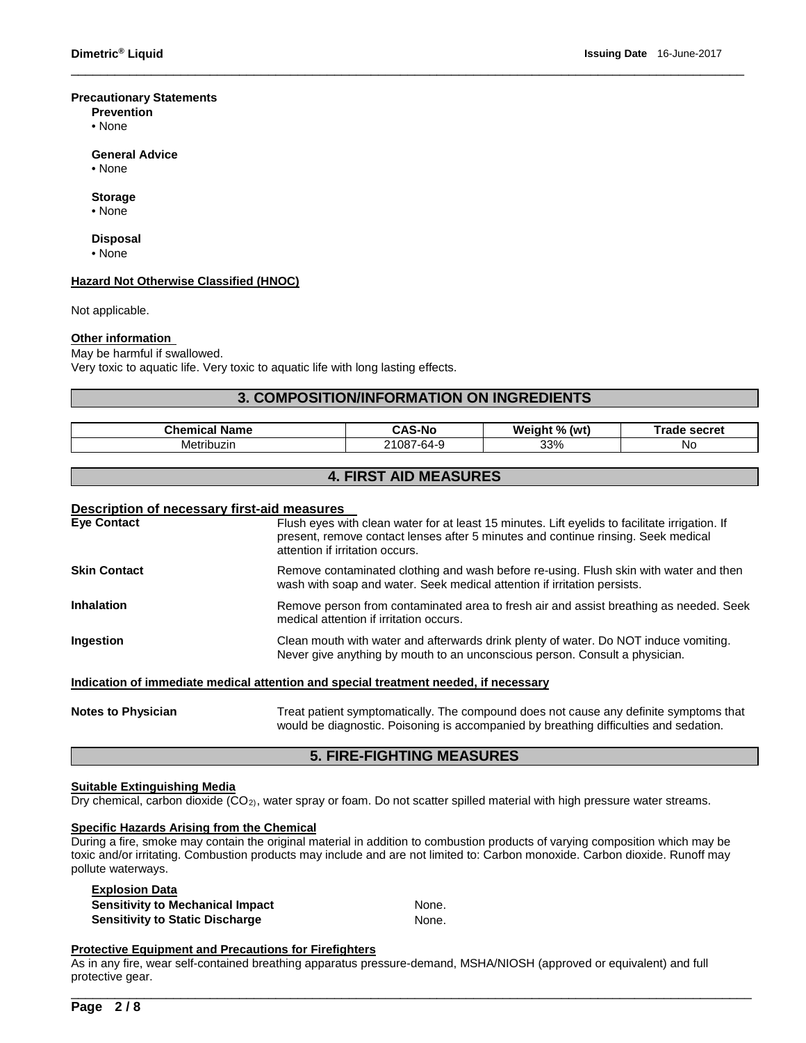**Precautionary Statements**

**Prevention**

- None

**General Advice**

- None

**Storage**

- None

**Disposal**

- None

**Hazard Not Otherwise Classified (HNOC)**

Not applicable.

**Other information**

May be harmful if swallowed.
Very toxic to aquatic life. Very toxic to aquatic life with long lasting effects.

## 3. COMPOSITION/INFORMATION ON INGREDIENTS

| Chemical Name | CAS-No | Weight % (wt) | Trade secret |
| --- | --- | --- | --- |
| Metribuzin | 21087-64-9 | 33% | No |

## 4. FIRST AID MEASURES

**Description of necessary first-aid measures**

**Eye Contact** — Flush eyes with clean water for at least 15 minutes. Lift eyelids to facilitate irrigation. If present, remove contact lenses after 5 minutes and continue rinsing. Seek medical attention if irritation occurs.

**Skin Contact** — Remove contaminated clothing and wash before re-using. Flush skin with water and then wash with soap and water. Seek medical attention if irritation persists.

**Inhalation** — Remove person from contaminated area to fresh air and assist breathing as needed. Seek medical attention if irritation occurs.

**Ingestion** — Clean mouth with water and afterwards drink plenty of water. Do NOT induce vomiting. Never give anything by mouth to an unconscious person. Consult a physician.

**Indication of immediate medical attention and special treatment needed, if necessary**

**Notes to Physician** — Treat patient symptomatically. The compound does not cause any definite symptoms that would be diagnostic. Poisoning is accompanied by breathing difficulties and sedation.

## 5. FIRE-FIGHTING MEASURES

**Suitable Extinguishing Media**

Dry chemical, carbon dioxide ($CO_2$), water spray or foam. Do not scatter spilled material with high pressure water streams.

**Specific Hazards Arising from the Chemical**

During a fire, smoke may contain the original material in addition to combustion products of varying composition which may be toxic and/or irritating. Combustion products may include and are not limited to: Carbon monoxide. Carbon dioxide. Runoff may pollute waterways.

**Explosion Data**

**Sensitivity to Mechanical Impact** — None.

**Sensitivity to Static Discharge** — None.

**Protective Equipment and Precautions for Firefighters**

As in any fire, wear self-contained breathing apparatus pressure-demand, MSHA/NIOSH (approved or equivalent) and full protective gear.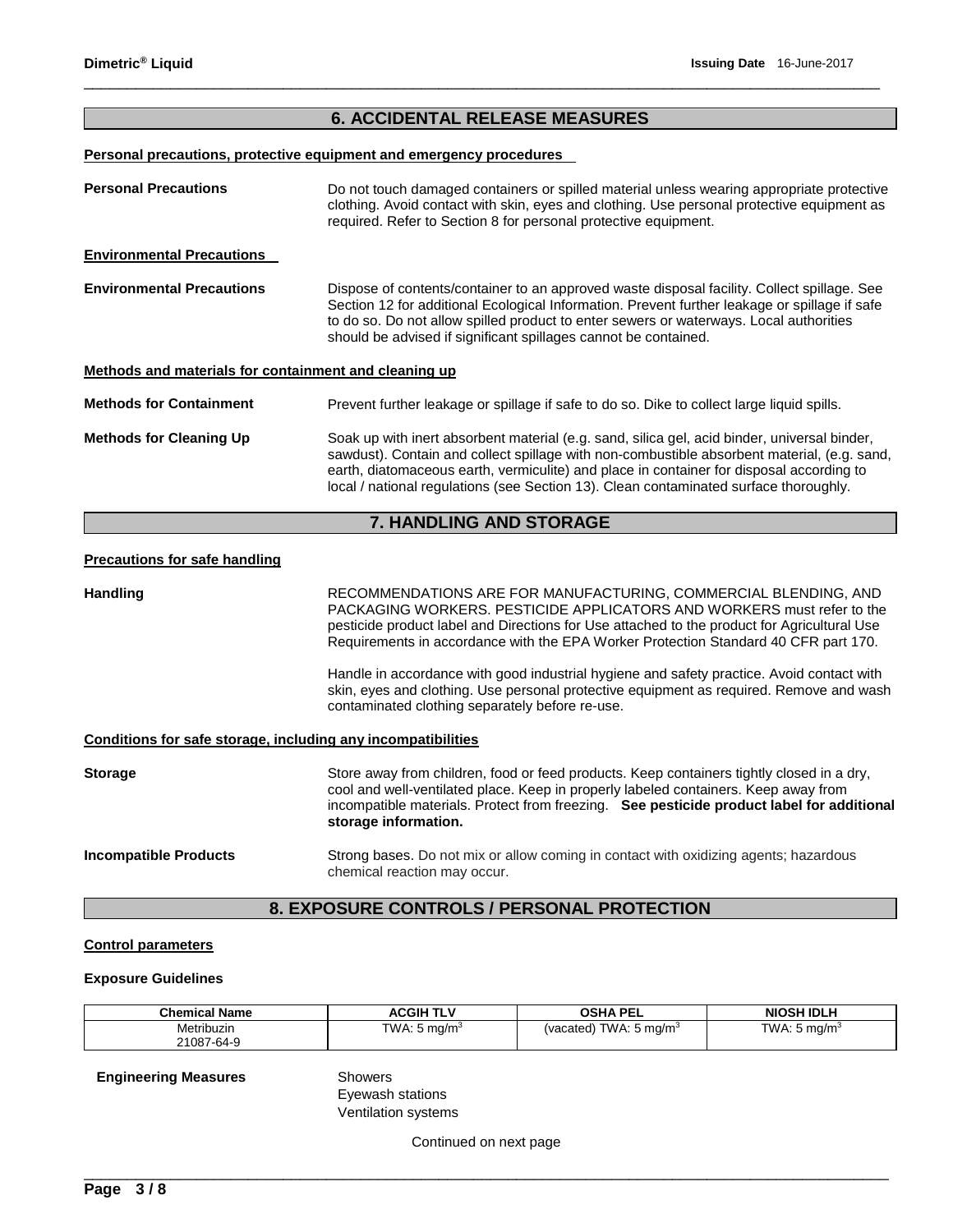## 6. ACCIDENTAL RELEASE MEASURES

**Personal precautions, protective equipment and emergency procedures**

**Personal Precautions** — Do not touch damaged containers or spilled material unless wearing appropriate protective clothing. Avoid contact with skin, eyes and clothing. Use personal protective equipment as required. Refer to Section 8 for personal protective equipment.

**Environmental Precautions**

**Environmental Precautions** — Dispose of contents/container to an approved waste disposal facility. Collect spillage. See Section 12 for additional Ecological Information. Prevent further leakage or spillage if safe to do so. Do not allow spilled product to enter sewers or waterways. Local authorities should be advised if significant spillages cannot be contained.

**Methods and materials for containment and cleaning up**

**Methods for Containment** — Prevent further leakage or spillage if safe to do so. Dike to collect large liquid spills.

**Methods for Cleaning Up** — Soak up with inert absorbent material (e.g. sand, silica gel, acid binder, universal binder, sawdust). Contain and collect spillage with non-combustible absorbent material, (e.g. sand, earth, diatomaceous earth, vermiculite) and place in container for disposal according to local / national regulations (see Section 13). Clean contaminated surface thoroughly.

## 7. HANDLING AND STORAGE

**Precautions for safe handling**

**Handling** — RECOMMENDATIONS ARE FOR MANUFACTURING, COMMERCIAL BLENDING, AND PACKAGING WORKERS. PESTICIDE APPLICATORS AND WORKERS must refer to the pesticide product label and Directions for Use attached to the product for Agricultural Use Requirements in accordance with the EPA Worker Protection Standard 40 CFR part 170.

Handle in accordance with good industrial hygiene and safety practice. Avoid contact with skin, eyes and clothing. Use personal protective equipment as required. Remove and wash contaminated clothing separately before re-use.

**Conditions for safe storage, including any incompatibilities**

**Storage** — Store away from children, food or feed products. Keep containers tightly closed in a dry, cool and well-ventilated place. Keep in properly labeled containers. Keep away from incompatible materials. Protect from freezing. **See pesticide product label for additional storage information.**

**Incompatible Products** — Strong bases. Do not mix or allow coming in contact with oxidizing agents; hazardous chemical reaction may occur.

## 8. EXPOSURE CONTROLS / PERSONAL PROTECTION

**Control parameters**

**Exposure Guidelines**

| Chemical Name | ACGIH TLV | OSHA PEL | NIOSH IDLH |
|---|---|---|---|
| Metribuzin 21087-64-9 | TWA: 5 mg/m$^3$ | (vacated) TWA: 5 mg/m$^3$ | TWA: 5 mg/m$^3$ |

**Engineering Measures**

Showers
Eyewash stations
Ventilation systems

Continued on next page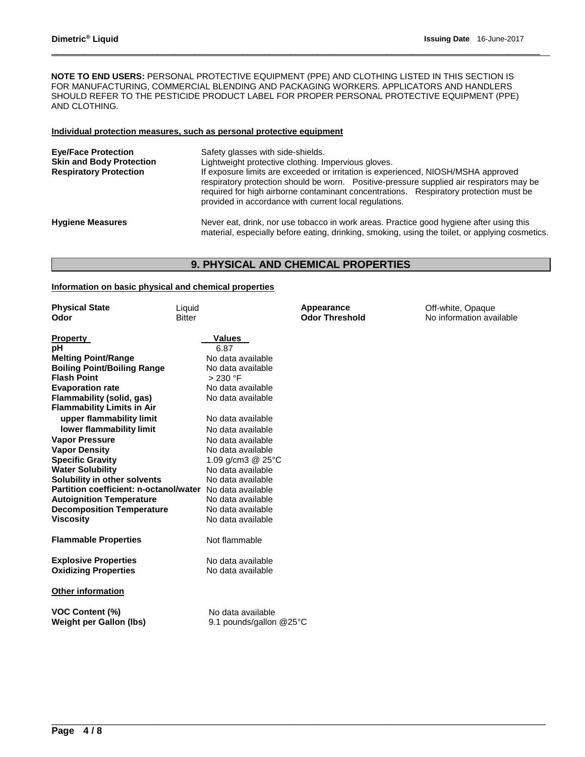**NOTE TO END USERS:** PERSONAL PROTECTIVE EQUIPMENT (PPE) AND CLOTHING LISTED IN THIS SECTION IS FOR MANUFACTURING, COMMERCIAL BLENDING AND PACKAGING WORKERS. APPLICATORS AND HANDLERS SHOULD REFER TO THE PESTICIDE PRODUCT LABEL FOR PROPER PERSONAL PROTECTIVE EQUIPMENT (PPE) AND CLOTHING.

**Individual protection measures, such as personal protective equipment**

| | |
|---|---|
| **Eye/Face Protection** | Safety glasses with side-shields. |
| **Skin and Body Protection** | Lightweight protective clothing. Impervious gloves. |
| **Respiratory Protection** | If exposure limits are exceeded or irritation is experienced, NIOSH/MSHA approved respiratory protection should be worn. Positive-pressure supplied air respirators may be required for high airborne contaminant concentrations. Respiratory protection must be provided in accordance with current local regulations. |
| **Hygiene Measures** | Never eat, drink, nor use tobacco in work areas. Practice good hygiene after using this material, especially before eating, drinking, smoking, using the toilet, or applying cosmetics. |

## 9. PHYSICAL AND CHEMICAL PROPERTIES

**Information on basic physical and chemical properties**

| | | | |
|---|---|---|---|
| **Physical State** | Liquid | **Appearance** | Off-white, Opaque |
| **Odor** | Bitter | **Odor Threshold** | No information available |

| **Property** | **Values** |
|---|---|
| **pH** | 6.87 |
| **Melting Point/Range** | No data available |
| **Boiling Point/Boiling Range** | No data available |
| **Flash Point** | > 230 °F |
| **Evaporation rate** | No data available |
| **Flammability (solid, gas)** | No data available |
| **Flammability Limits in Air** | |
| **upper flammability limit** | No data available |
| **lower flammability limit** | No data available |
| **Vapor Pressure** | No data available |
| **Vapor Density** | No data available |
| **Specific Gravity** | 1.09 g/cm3 @ 25°C |
| **Water Solubility** | No data available |
| **Solubility in other solvents** | No data available |
| **Partition coefficient: n-octanol/water** | No data available |
| **Autoignition Temperature** | No data available |
| **Decomposition Temperature** | No data available |
| **Viscosity** | No data available |
| **Flammable Properties** | Not flammable |
| **Explosive Properties** | No data available |
| **Oxidizing Properties** | No data available |

**Other information**

| | |
|---|---|
| **VOC Content (%)** | No data available |
| **Weight per Gallon (lbs)** | 9.1 pounds/gallon @25°C |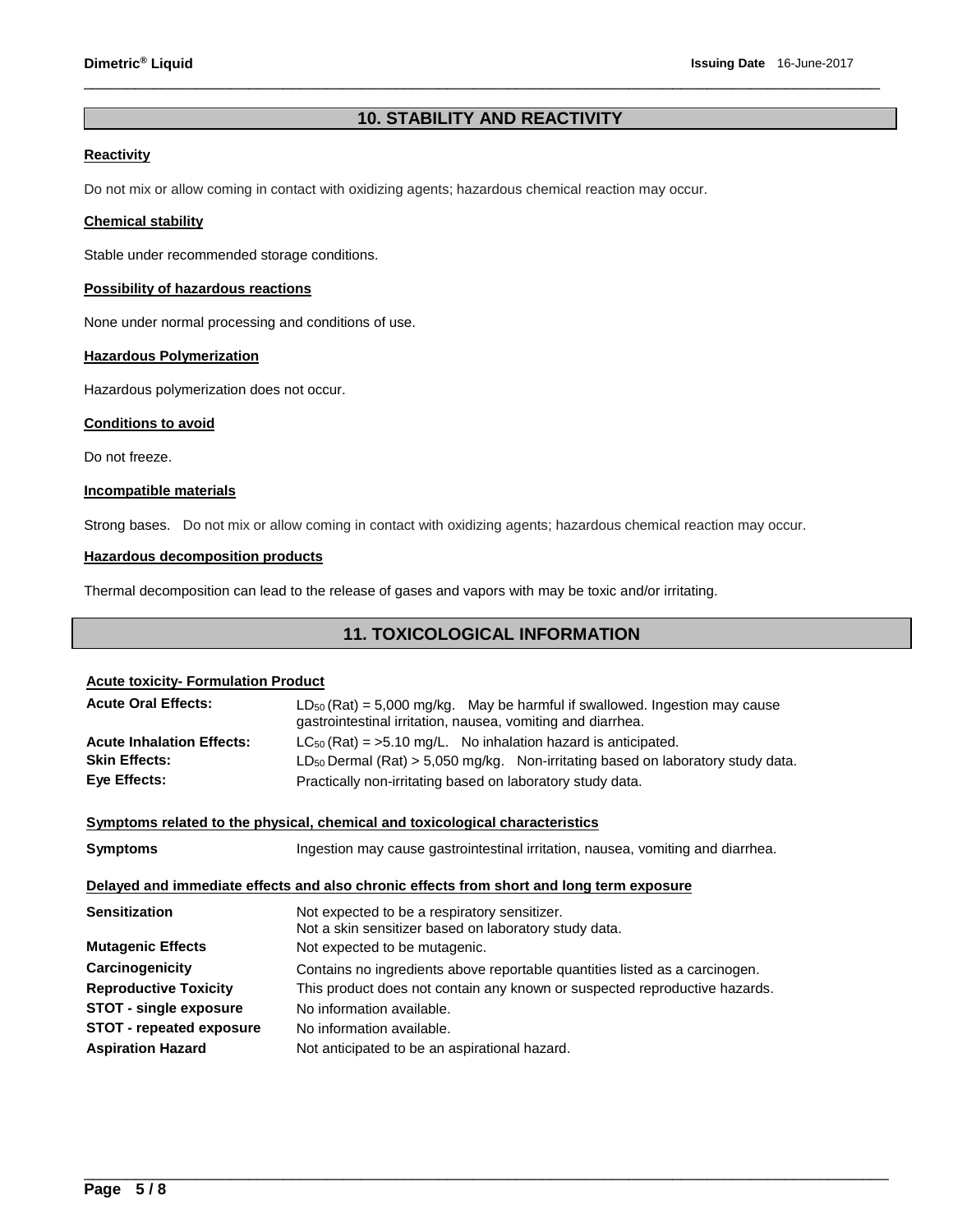## 10. STABILITY AND REACTIVITY

**Reactivity**

Do not mix or allow coming in contact with oxidizing agents; hazardous chemical reaction may occur.

**Chemical stability**

Stable under recommended storage conditions.

**Possibility of hazardous reactions**

None under normal processing and conditions of use.

**Hazardous Polymerization**

Hazardous polymerization does not occur.

**Conditions to avoid**

Do not freeze.

**Incompatible materials**

Strong bases. Do not mix or allow coming in contact with oxidizing agents; hazardous chemical reaction may occur.

**Hazardous decomposition products**

Thermal decomposition can lead to the release of gases and vapors with may be toxic and/or irritating.

## 11. TOXICOLOGICAL INFORMATION

**Acute toxicity- Formulation Product**

| | |
|---|---|
| **Acute Oral Effects:** | $LD_{50}$ (Rat) = 5,000 mg/kg. May be harmful if swallowed. Ingestion may cause gastrointestinal irritation, nausea, vomiting and diarrhea. |
| **Acute Inhalation Effects:** | $LC_{50}$ (Rat) = >5.10 mg/L. No inhalation hazard is anticipated. |
| **Skin Effects:** | $LD_{50}$ Dermal (Rat) > 5,050 mg/kg. Non-irritating based on laboratory study data. |
| **Eye Effects:** | Practically non-irritating based on laboratory study data. |

**Symptoms related to the physical, chemical and toxicological characteristics**

| | |
|---|---|
| **Symptoms** | Ingestion may cause gastrointestinal irritation, nausea, vomiting and diarrhea. |

**Delayed and immediate effects and also chronic effects from short and long term exposure**

| | |
|---|---|
| **Sensitization** | Not expected to be a respiratory sensitizer.<br>Not a skin sensitizer based on laboratory study data. |
| **Mutagenic Effects** | Not expected to be mutagenic. |
| **Carcinogenicity** | Contains no ingredients above reportable quantities listed as a carcinogen. |
| **Reproductive Toxicity** | This product does not contain any known or suspected reproductive hazards. |
| **STOT - single exposure** | No information available. |
| **STOT - repeated exposure** | No information available. |
| **Aspiration Hazard** | Not anticipated to be an aspirational hazard. |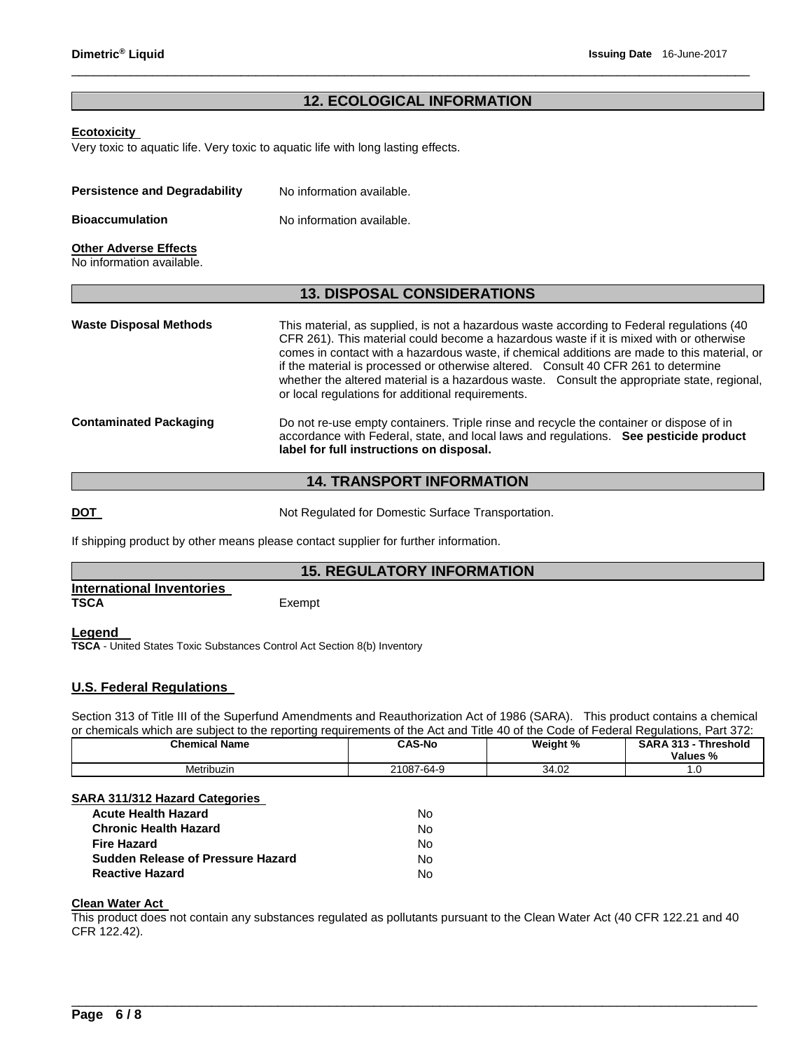## 12. ECOLOGICAL INFORMATION

**Ecotoxicity**

Very toxic to aquatic life. Very toxic to aquatic life with long lasting effects.

**Persistence and Degradability** No information available.

**Bioaccumulation** No information available.

**Other Adverse Effects**

No information available.

## 13. DISPOSAL CONSIDERATIONS

**Waste Disposal Methods** This material, as supplied, is not a hazardous waste according to Federal regulations (40 CFR 261). This material could become a hazardous waste if it is mixed with or otherwise comes in contact with a hazardous waste, if chemical additions are made to this material, or if the material is processed or otherwise altered. Consult 40 CFR 261 to determine whether the altered material is a hazardous waste. Consult the appropriate state, regional, or local regulations for additional requirements.

**Contaminated Packaging** Do not re-use empty containers. Triple rinse and recycle the container or dispose of in accordance with Federal, state, and local laws and regulations. **See pesticide product label for full instructions on disposal.**

## 14. TRANSPORT INFORMATION

**DOT** Not Regulated for Domestic Surface Transportation.

If shipping product by other means please contact supplier for further information.

## 15. REGULATORY INFORMATION

**International Inventories**

**TSCA** Exempt

**Legend**

**TSCA** - United States Toxic Substances Control Act Section 8(b) Inventory

### U.S. Federal Regulations

Section 313 of Title III of the Superfund Amendments and Reauthorization Act of 1986 (SARA). This product contains a chemical or chemicals which are subject to the reporting requirements of the Act and Title 40 of the Code of Federal Regulations, Part 372:

| Chemical Name | CAS-No | Weight % | SARA 313 - Threshold Values % |
|---|---|---|---|
| Metribuzin | 21087-64-9 | 34.02 | 1.0 |

**SARA 311/312 Hazard Categories**

| | |
|---|---|
| **Acute Health Hazard** | No |
| **Chronic Health Hazard** | No |
| **Fire Hazard** | No |
| **Sudden Release of Pressure Hazard** | No |
| **Reactive Hazard** | No |

**Clean Water Act**

This product does not contain any substances regulated as pollutants pursuant to the Clean Water Act (40 CFR 122.21 and 40 CFR 122.42).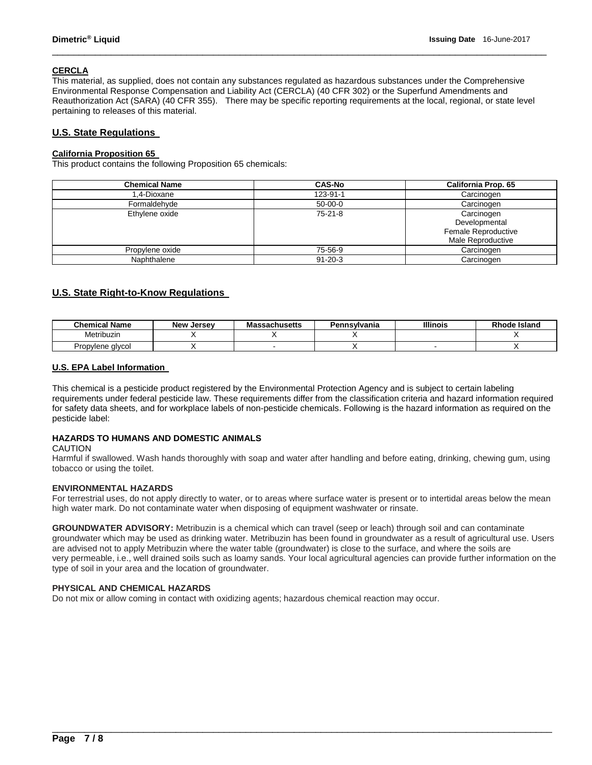### CERCLA

This material, as supplied, does not contain any substances regulated as hazardous substances under the Comprehensive Environmental Response Compensation and Liability Act (CERCLA) (40 CFR 302) or the Superfund Amendments and Reauthorization Act (SARA) (40 CFR 355). There may be specific reporting requirements at the local, regional, or state level pertaining to releases of this material.

## U.S. State Regulations

### California Proposition 65

This product contains the following Proposition 65 chemicals:

| Chemical Name | CAS-No | California Prop. 65 |
|---|---|---|
| 1,4-Dioxane | 123-91-1 | Carcinogen |
| Formaldehyde | 50-00-0 | Carcinogen |
| Ethylene oxide | 75-21-8 | Carcinogen<br>Developmental<br>Female Reproductive<br>Male Reproductive |
| Propylene oxide | 75-56-9 | Carcinogen |
| Naphthalene | 91-20-3 | Carcinogen |

## U.S. State Right-to-Know Regulations

| Chemical Name | New Jersey | Massachusetts | Pennsylvania | Illinois | Rhode Island |
|---|---|---|---|---|---|
| Metribuzin | X | X | X | | X |
| Propylene glycol | X | - | X | - | X |

### U.S. EPA Label Information

This chemical is a pesticide product registered by the Environmental Protection Agency and is subject to certain labeling requirements under federal pesticide law. These requirements differ from the classification criteria and hazard information required for safety data sheets, and for workplace labels of non-pesticide chemicals. Following is the hazard information as required on the pesticide label:

#### HAZARDS TO HUMANS AND DOMESTIC ANIMALS

CAUTION

Harmful if swallowed. Wash hands thoroughly with soap and water after handling and before eating, drinking, chewing gum, using tobacco or using the toilet.

#### ENVIRONMENTAL HAZARDS

For terrestrial uses, do not apply directly to water, or to areas where surface water is present or to intertidal areas below the mean high water mark. Do not contaminate water when disposing of equipment washwater or rinsate.

**GROUNDWATER ADVISORY:** Metribuzin is a chemical which can travel (seep or leach) through soil and can contaminate groundwater which may be used as drinking water. Metribuzin has been found in groundwater as a result of agricultural use. Users are advised not to apply Metribuzin where the water table (groundwater) is close to the surface, and where the soils are very permeable, i.e., well drained soils such as loamy sands. Your local agricultural agencies can provide further information on the type of soil in your area and the location of groundwater.

#### PHYSICAL AND CHEMICAL HAZARDS

Do not mix or allow coming in contact with oxidizing agents; hazardous chemical reaction may occur.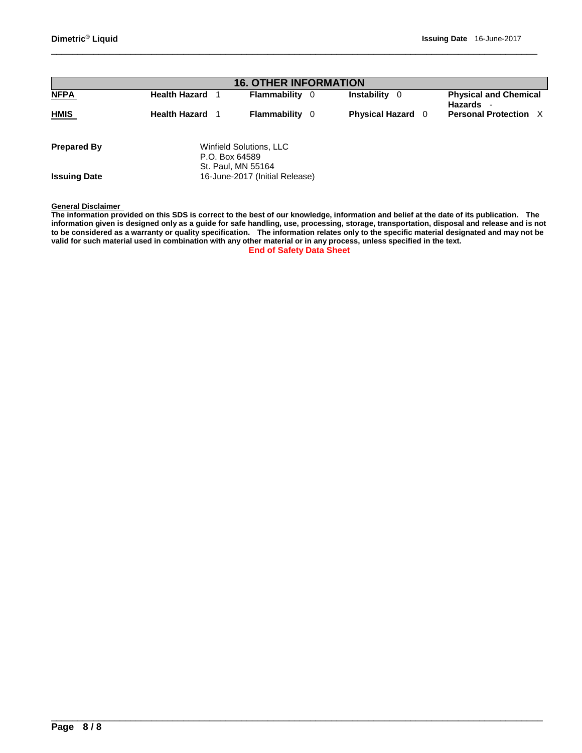## 16. OTHER INFORMATION

| | | | | |
|---|---|---|---|---|
| **NFPA** | **Health Hazard** 1 | **Flammability** 0 | **Instability** 0 | **Physical and Chemical Hazards** - |
| **HMIS** | **Health Hazard** 1 | **Flammability** 0 | **Physical Hazard** 0 | **Personal Protection** X |

**Prepared By** Winfield Solutions, LLC
P.O. Box 64589
St. Paul, MN 55164

**Issuing Date** 16-June-2017 (Initial Release)

**General Disclaimer**

**The information provided on this SDS is correct to the best of our knowledge, information and belief at the date of its publication. The information given is designed only as a guide for safe handling, use, processing, storage, transportation, disposal and release and is not to be considered as a warranty or quality specification. The information relates only to the specific material designated and may not be valid for such material used in combination with any other material or in any process, unless specified in the text.**

**End of Safety Data Sheet**